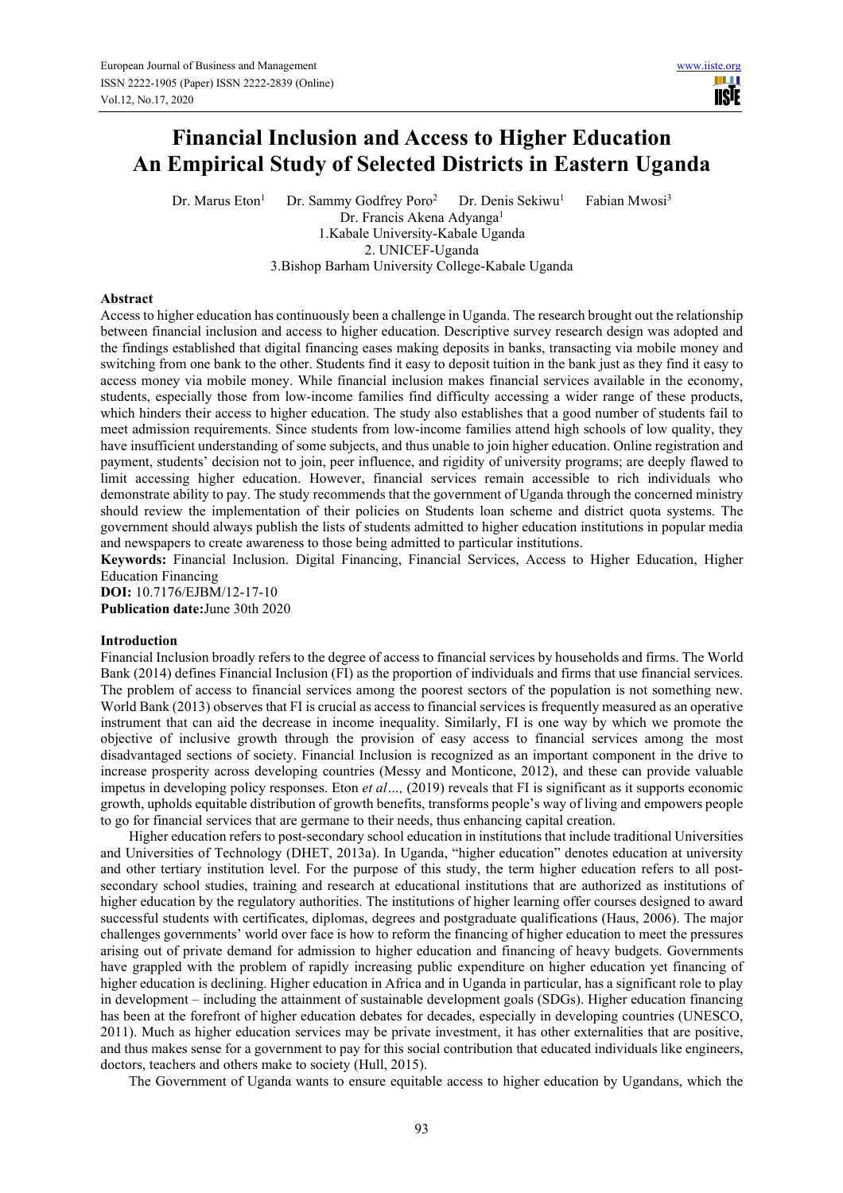# Financial Inclusion and Access to Higher Education An Empirical Study of Selected Districts in Eastern Uganda

Dr. Marus Eton[1] Dr. Sammy Godfrey Poro[2] Dr. Denis Sekiwu[1] Fabian Mwosi[3]
Dr. Francis Akena Adyanga[1]
1.Kabale University-Kabale Uganda
2. UNICEF-Uganda
3.Bishop Barham University College-Kabale Uganda

## Abstract

Access to higher education has continuously been a challenge in Uganda. The research brought out the relationship between financial inclusion and access to higher education. Descriptive survey research design was adopted and the findings established that digital financing eases making deposits in banks, transacting via mobile money and switching from one bank to the other. Students find it easy to deposit tuition in the bank just as they find it easy to access money via mobile money. While financial inclusion makes financial services available in the economy, students, especially those from low-income families find difficulty accessing a wider range of these products, which hinders their access to higher education. The study also establishes that a good number of students fail to meet admission requirements. Since students from low-income families attend high schools of low quality, they have insufficient understanding of some subjects, and thus unable to join higher education. Online registration and payment, students' decision not to join, peer influence, and rigidity of university programs; are deeply flawed to limit accessing higher education. However, financial services remain accessible to rich individuals who demonstrate ability to pay. The study recommends that the government of Uganda through the concerned ministry should review the implementation of their policies on Students loan scheme and district quota systems. The government should always publish the lists of students admitted to higher education institutions in popular media and newspapers to create awareness to those being admitted to particular institutions.

**Keywords:** Financial Inclusion. Digital Financing, Financial Services, Access to Higher Education, Higher Education Financing

**DOI:** 10.7176/EJBM/12-17-10

**Publication date:**June 30th 2020

## Introduction

Financial Inclusion broadly refers to the degree of access to financial services by households and firms. The World Bank (2014) defines Financial Inclusion (FI) as the proportion of individuals and firms that use financial services. The problem of access to financial services among the poorest sectors of the population is not something new. World Bank (2013) observes that FI is crucial as access to financial services is frequently measured as an operative instrument that can aid the decrease in income inequality. Similarly, FI is one way by which we promote the objective of inclusive growth through the provision of easy access to financial services among the most disadvantaged sections of society. Financial Inclusion is recognized as an important component in the drive to increase prosperity across developing countries (Messy and Monticone, 2012), and these can provide valuable impetus in developing policy responses. Eton *et al…,* (2019) reveals that FI is significant as it supports economic growth, upholds equitable distribution of growth benefits, transforms people's way of living and empowers people to go for financial services that are germane to their needs, thus enhancing capital creation.

Higher education refers to post-secondary school education in institutions that include traditional Universities and Universities of Technology (DHET, 2013a). In Uganda, "higher education" denotes education at university and other tertiary institution level. For the purpose of this study, the term higher education refers to all post-secondary school studies, training and research at educational institutions that are authorized as institutions of higher education by the regulatory authorities. The institutions of higher learning offer courses designed to award successful students with certificates, diplomas, degrees and postgraduate qualifications (Haus, 2006). The major challenges governments' world over face is how to reform the financing of higher education to meet the pressures arising out of private demand for admission to higher education and financing of heavy budgets. Governments have grappled with the problem of rapidly increasing public expenditure on higher education yet financing of higher education is declining. Higher education in Africa and in Uganda in particular, has a significant role to play in development – including the attainment of sustainable development goals (SDGs). Higher education financing has been at the forefront of higher education debates for decades, especially in developing countries (UNESCO, 2011). Much as higher education services may be private investment, it has other externalities that are positive, and thus makes sense for a government to pay for this social contribution that educated individuals like engineers, doctors, teachers and others make to society (Hull, 2015).

The Government of Uganda wants to ensure equitable access to higher education by Ugandans, which the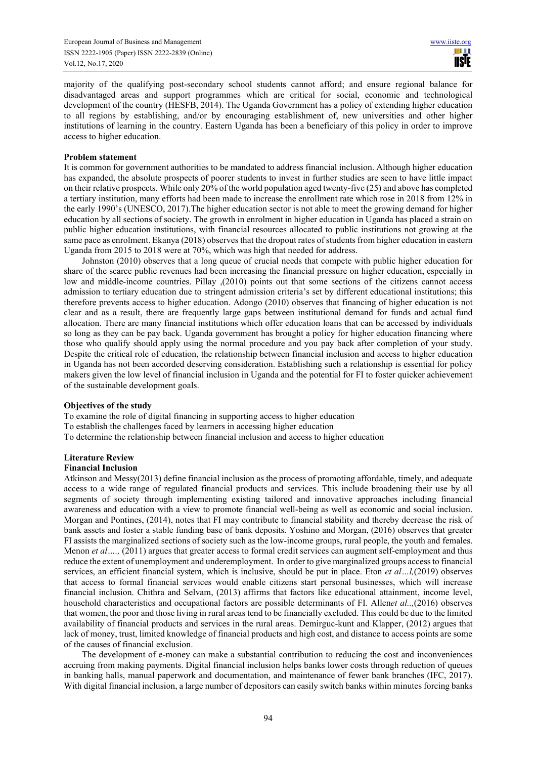majority of the qualifying post-secondary school students cannot afford; and ensure regional balance for disadvantaged areas and support programmes which are critical for social, economic and technological development of the country (HESFB, 2014). The Uganda Government has a policy of extending higher education to all regions by establishing, and/or by encouraging establishment of, new universities and other higher institutions of learning in the country. Eastern Uganda has been a beneficiary of this policy in order to improve access to higher education.

**Problem statement**

It is common for government authorities to be mandated to address financial inclusion. Although higher education has expanded, the absolute prospects of poorer students to invest in further studies are seen to have little impact on their relative prospects. While only 20% of the world population aged twenty-five (25) and above has completed a tertiary institution, many efforts had been made to increase the enrollment rate which rose in 2018 from 12% in the early 1990's (UNESCO, 2017).The higher education sector is not able to meet the growing demand for higher education by all sections of society. The growth in enrolment in higher education in Uganda has placed a strain on public higher education institutions, with financial resources allocated to public institutions not growing at the same pace as enrolment. Ekanya (2018) observes that the dropout rates of students from higher education in eastern Uganda from 2015 to 2018 were at 70%, which was high that needed for address.

Johnston (2010) observes that a long queue of crucial needs that compete with public higher education for share of the scarce public revenues had been increasing the financial pressure on higher education, especially in low and middle-income countries. Pillay ,(2010) points out that some sections of the citizens cannot access admission to tertiary education due to stringent admission criteria's set by different educational institutions; this therefore prevents access to higher education. Adongo (2010) observes that financing of higher education is not clear and as a result, there are frequently large gaps between institutional demand for funds and actual fund allocation. There are many financial institutions which offer education loans that can be accessed by individuals so long as they can be pay back. Uganda government has brought a policy for higher education financing where those who qualify should apply using the normal procedure and you pay back after completion of your study. Despite the critical role of education, the relationship between financial inclusion and access to higher education in Uganda has not been accorded deserving consideration. Establishing such a relationship is essential for policy makers given the low level of financial inclusion in Uganda and the potential for FI to foster quicker achievement of the sustainable development goals.

**Objectives of the study**

To examine the role of digital financing in supporting access to higher education
To establish the challenges faced by learners in accessing higher education
To determine the relationship between financial inclusion and access to higher education

**Literature Review**

**Financial Inclusion**

Atkinson and Messy(2013) define financial inclusion as the process of promoting affordable, timely, and adequate access to a wide range of regulated financial products and services. This include broadening their use by all segments of society through implementing existing tailored and innovative approaches including financial awareness and education with a view to promote financial well-being as well as economic and social inclusion. Morgan and Pontines, (2014), notes that FI may contribute to financial stability and thereby decrease the risk of bank assets and foster a stable funding base of bank deposits. Yoshino and Morgan, (2016) observes that greater FI assists the marginalized sections of society such as the low-income groups, rural people, the youth and females. Menon *et al….,* (2011) argues that greater access to formal credit services can augment self-employment and thus reduce the extent of unemployment and underemployment. In order to give marginalized groups access to financial services, an efficient financial system, which is inclusive, should be put in place. Eton *et al…l,*(2019) observes that access to formal financial services would enable citizens start personal businesses, which will increase financial inclusion. Chithra and Selvam, (2013) affirms that factors like educational attainment, income level, household characteristics and occupational factors are possible determinants of FI. Allen*et al.,*(2016) observes that women, the poor and those living in rural areas tend to be financially excluded. This could be due to the limited availability of financial products and services in the rural areas. Demirguc-kunt and Klapper, (2012) argues that lack of money, trust, limited knowledge of financial products and high cost, and distance to access points are some of the causes of financial exclusion.

The development of e-money can make a substantial contribution to reducing the cost and inconveniences accruing from making payments. Digital financial inclusion helps banks lower costs through reduction of queues in banking halls, manual paperwork and documentation, and maintenance of fewer bank branches (IFC, 2017). With digital financial inclusion, a large number of depositors can easily switch banks within minutes forcing banks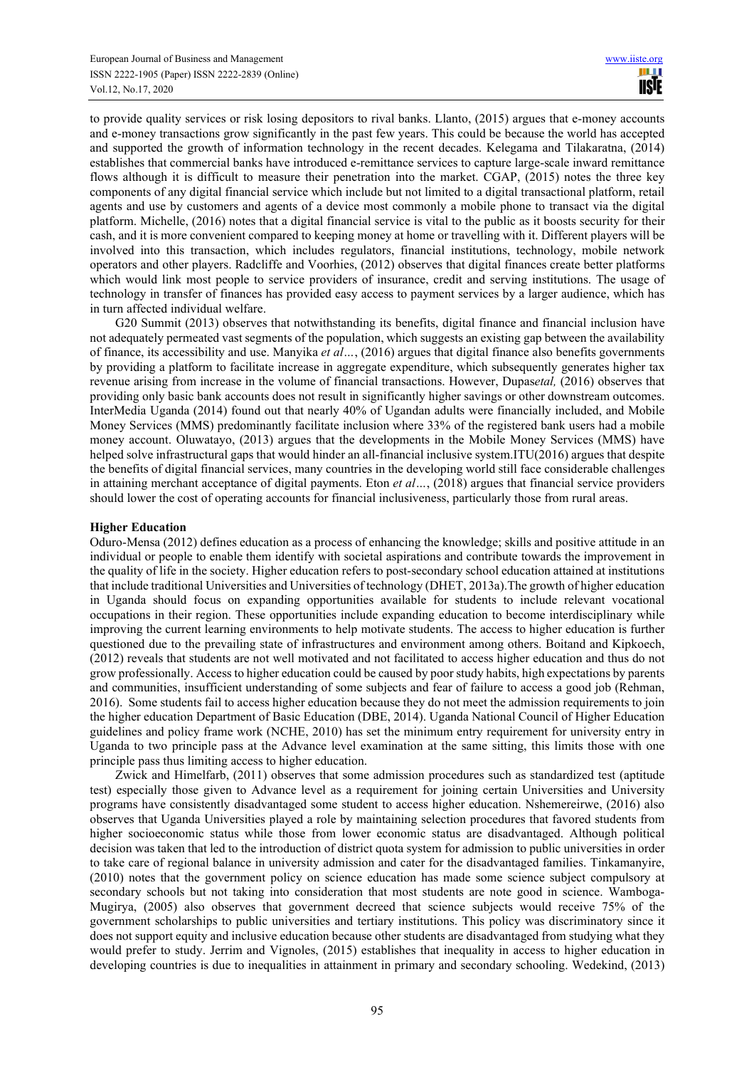to provide quality services or risk losing depositors to rival banks. Llanto, (2015) argues that e-money accounts and e-money transactions grow significantly in the past few years. This could be because the world has accepted and supported the growth of information technology in the recent decades. Kelegama and Tilakaratna, (2014) establishes that commercial banks have introduced e-remittance services to capture large-scale inward remittance flows although it is difficult to measure their penetration into the market. CGAP, (2015) notes the three key components of any digital financial service which include but not limited to a digital transactional platform, retail agents and use by customers and agents of a device most commonly a mobile phone to transact via the digital platform. Michelle, (2016) notes that a digital financial service is vital to the public as it boosts security for their cash, and it is more convenient compared to keeping money at home or travelling with it. Different players will be involved into this transaction, which includes regulators, financial institutions, technology, mobile network operators and other players. Radcliffe and Voorhies, (2012) observes that digital finances create better platforms which would link most people to service providers of insurance, credit and serving institutions. The usage of technology in transfer of finances has provided easy access to payment services by a larger audience, which has in turn affected individual welfare.

G20 Summit (2013) observes that notwithstanding its benefits, digital finance and financial inclusion have not adequately permeated vast segments of the population, which suggests an existing gap between the availability of finance, its accessibility and use. Manyika *et al…*, (2016) argues that digital finance also benefits governments by providing a platform to facilitate increase in aggregate expenditure, which subsequently generates higher tax revenue arising from increase in the volume of financial transactions. However, Dupas*etal,* (2016) observes that providing only basic bank accounts does not result in significantly higher savings or other downstream outcomes. InterMedia Uganda (2014) found out that nearly 40% of Ugandan adults were financially included, and Mobile Money Services (MMS) predominantly facilitate inclusion where 33% of the registered bank users had a mobile money account. Oluwatayo, (2013) argues that the developments in the Mobile Money Services (MMS) have helped solve infrastructural gaps that would hinder an all-financial inclusive system.ITU(2016) argues that despite the benefits of digital financial services, many countries in the developing world still face considerable challenges in attaining merchant acceptance of digital payments. Eton *et al…*, (2018) argues that financial service providers should lower the cost of operating accounts for financial inclusiveness, particularly those from rural areas.

## Higher Education

Oduro-Mensa (2012) defines education as a process of enhancing the knowledge; skills and positive attitude in an individual or people to enable them identify with societal aspirations and contribute towards the improvement in the quality of life in the society. Higher education refers to post-secondary school education attained at institutions that include traditional Universities and Universities of technology (DHET, 2013a).The growth of higher education in Uganda should focus on expanding opportunities available for students to include relevant vocational occupations in their region. These opportunities include expanding education to become interdisciplinary while improving the current learning environments to help motivate students. The access to higher education is further questioned due to the prevailing state of infrastructures and environment among others. Boitand and Kipkoech, (2012) reveals that students are not well motivated and not facilitated to access higher education and thus do not grow professionally. Access to higher education could be caused by poor study habits, high expectations by parents and communities, insufficient understanding of some subjects and fear of failure to access a good job (Rehman, 2016). Some students fail to access higher education because they do not meet the admission requirements to join the higher education Department of Basic Education (DBE, 2014). Uganda National Council of Higher Education guidelines and policy frame work (NCHE, 2010) has set the minimum entry requirement for university entry in Uganda to two principle pass at the Advance level examination at the same sitting, this limits those with one principle pass thus limiting access to higher education.

Zwick and Himelfarb, (2011) observes that some admission procedures such as standardized test (aptitude test) especially those given to Advance level as a requirement for joining certain Universities and University programs have consistently disadvantaged some student to access higher education. Nshemereirwe, (2016) also observes that Uganda Universities played a role by maintaining selection procedures that favored students from higher socioeconomic status while those from lower economic status are disadvantaged. Although political decision was taken that led to the introduction of district quota system for admission to public universities in order to take care of regional balance in university admission and cater for the disadvantaged families. Tinkamanyire, (2010) notes that the government policy on science education has made some science subject compulsory at secondary schools but not taking into consideration that most students are note good in science. Wamboga-Mugirya, (2005) also observes that government decreed that science subjects would receive 75% of the government scholarships to public universities and tertiary institutions. This policy was discriminatory since it does not support equity and inclusive education because other students are disadvantaged from studying what they would prefer to study. Jerrim and Vignoles, (2015) establishes that inequality in access to higher education in developing countries is due to inequalities in attainment in primary and secondary schooling. Wedekind, (2013)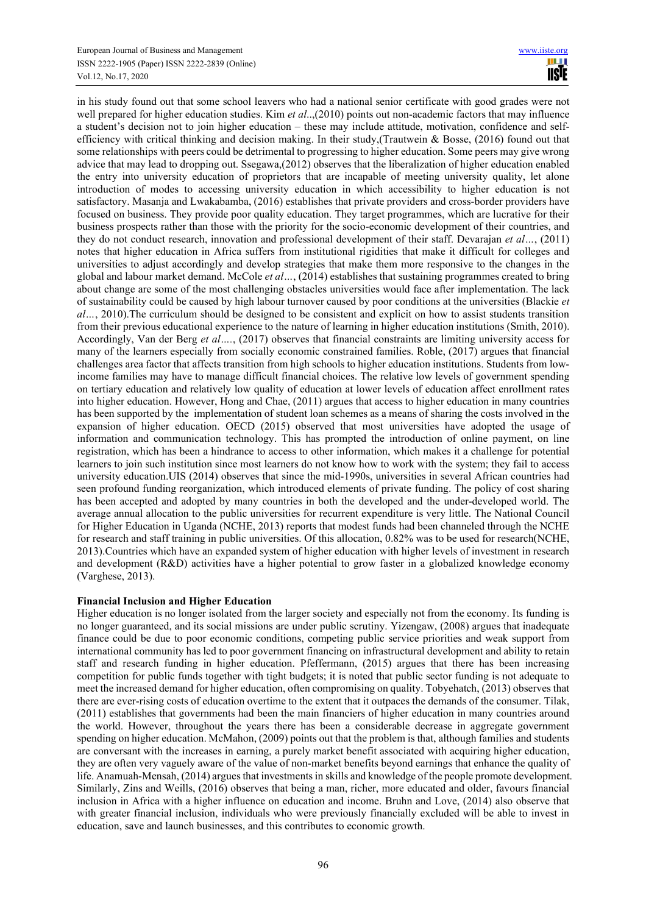in his study found out that some school leavers who had a national senior certificate with good grades were not well prepared for higher education studies. Kim *et al*..,(2010) points out non-academic factors that may influence a student's decision not to join higher education – these may include attitude, motivation, confidence and self-efficiency with critical thinking and decision making. In their study,(Trautwein & Bosse, (2016) found out that some relationships with peers could be detrimental to progressing to higher education. Some peers may give wrong advice that may lead to dropping out. Ssegawa,(2012) observes that the liberalization of higher education enabled the entry into university education of proprietors that are incapable of meeting university quality, let alone introduction of modes to accessing university education in which accessibility to higher education is not satisfactory. Masanja and Lwakabamba, (2016) establishes that private providers and cross-border providers have focused on business. They provide poor quality education. They target programmes, which are lucrative for their business prospects rather than those with the priority for the socio-economic development of their countries, and they do not conduct research, innovation and professional development of their staff. Devarajan *et al*…, (2011) notes that higher education in Africa suffers from institutional rigidities that make it difficult for colleges and universities to adjust accordingly and develop strategies that make them more responsive to the changes in the global and labour market demand. McCole *et al*…, (2014) establishes that sustaining programmes created to bring about change are some of the most challenging obstacles universities would face after implementation. The lack of sustainability could be caused by high labour turnover caused by poor conditions at the universities (Blackie *et al*…, 2010).The curriculum should be designed to be consistent and explicit on how to assist students transition from their previous educational experience to the nature of learning in higher education institutions (Smith, 2010). Accordingly, Van der Berg *et al*…., (2017) observes that financial constraints are limiting university access for many of the learners especially from socially economic constrained families. Roble, (2017) argues that financial challenges area factor that affects transition from high schools to higher education institutions. Students from low-income families may have to manage difficult financial choices. The relative low levels of government spending on tertiary education and relatively low quality of education at lower levels of education affect enrollment rates into higher education. However, Hong and Chae, (2011) argues that access to higher education in many countries has been supported by the implementation of student loan schemes as a means of sharing the costs involved in the expansion of higher education. OECD (2015) observed that most universities have adopted the usage of information and communication technology. This has prompted the introduction of online payment, on line registration, which has been a hindrance to access to other information, which makes it a challenge for potential learners to join such institution since most learners do not know how to work with the system; they fail to access university education.UIS (2014) observes that since the mid-1990s, universities in several African countries had seen profound funding reorganization, which introduced elements of private funding. The policy of cost sharing has been accepted and adopted by many countries in both the developed and the under-developed world. The average annual allocation to the public universities for recurrent expenditure is very little. The National Council for Higher Education in Uganda (NCHE, 2013) reports that modest funds had been channeled through the NCHE for research and staff training in public universities. Of this allocation, 0.82% was to be used for research(NCHE, 2013).Countries which have an expanded system of higher education with higher levels of investment in research and development (R&D) activities have a higher potential to grow faster in a globalized knowledge economy (Varghese, 2013).

**Financial Inclusion and Higher Education**

Higher education is no longer isolated from the larger society and especially not from the economy. Its funding is no longer guaranteed, and its social missions are under public scrutiny. Yizengaw, (2008) argues that inadequate finance could be due to poor economic conditions, competing public service priorities and weak support from international community has led to poor government financing on infrastructural development and ability to retain staff and research funding in higher education. Pfeffermann, (2015) argues that there has been increasing competition for public funds together with tight budgets; it is noted that public sector funding is not adequate to meet the increased demand for higher education, often compromising on quality. Tobyehatch, (2013) observes that there are ever-rising costs of education overtime to the extent that it outpaces the demands of the consumer. Tilak, (2011) establishes that governments had been the main financiers of higher education in many countries around the world. However, throughout the years there has been a considerable decrease in aggregate government spending on higher education. McMahon, (2009) points out that the problem is that, although families and students are conversant with the increases in earning, a purely market benefit associated with acquiring higher education, they are often very vaguely aware of the value of non-market benefits beyond earnings that enhance the quality of life. Anamuah-Mensah, (2014) argues that investments in skills and knowledge of the people promote development. Similarly, Zins and Weills, (2016) observes that being a man, richer, more educated and older, favours financial inclusion in Africa with a higher influence on education and income. Bruhn and Love, (2014) also observe that with greater financial inclusion, individuals who were previously financially excluded will be able to invest in education, save and launch businesses, and this contributes to economic growth.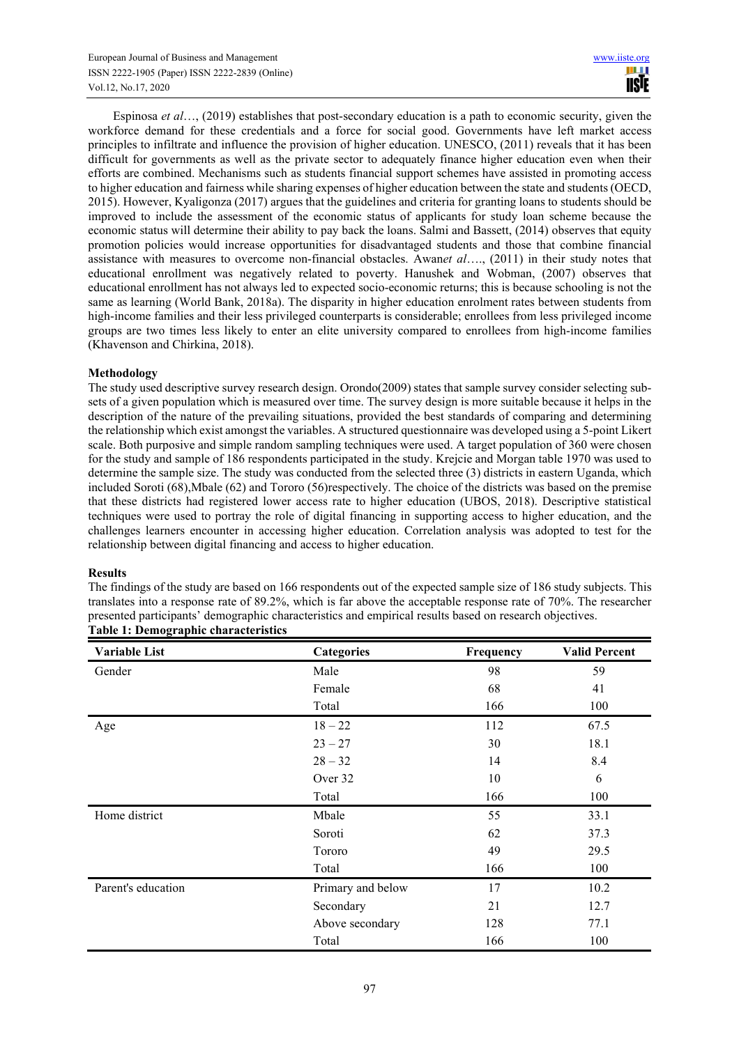Espinosa *et al*…, (2019) establishes that post-secondary education is a path to economic security, given the workforce demand for these credentials and a force for social good. Governments have left market access principles to infiltrate and influence the provision of higher education. UNESCO, (2011) reveals that it has been difficult for governments as well as the private sector to adequately finance higher education even when their efforts are combined. Mechanisms such as students financial support schemes have assisted in promoting access to higher education and fairness while sharing expenses of higher education between the state and students (OECD, 2015). However, Kyaligonza (2017) argues that the guidelines and criteria for granting loans to students should be improved to include the assessment of the economic status of applicants for study loan scheme because the economic status will determine their ability to pay back the loans. Salmi and Bassett, (2014) observes that equity promotion policies would increase opportunities for disadvantaged students and those that combine financial assistance with measures to overcome non-financial obstacles. Awan*et al*…., (2011) in their study notes that educational enrollment was negatively related to poverty. Hanushek and Wobman, (2007) observes that educational enrollment has not always led to expected socio-economic returns; this is because schooling is not the same as learning (World Bank, 2018a). The disparity in higher education enrolment rates between students from high-income families and their less privileged counterparts is considerable; enrollees from less privileged income groups are two times less likely to enter an elite university compared to enrollees from high-income families (Khavenson and Chirkina, 2018).

**Methodology**

The study used descriptive survey research design. Orondo(2009) states that sample survey consider selecting sub-sets of a given population which is measured over time. The survey design is more suitable because it helps in the description of the nature of the prevailing situations, provided the best standards of comparing and determining the relationship which exist amongst the variables. A structured questionnaire was developed using a 5-point Likert scale. Both purposive and simple random sampling techniques were used. A target population of 360 were chosen for the study and sample of 186 respondents participated in the study. Krejcie and Morgan table 1970 was used to determine the sample size. The study was conducted from the selected three (3) districts in eastern Uganda, which included Soroti (68),Mbale (62) and Tororo (56)respectively. The choice of the districts was based on the premise that these districts had registered lower access rate to higher education (UBOS, 2018). Descriptive statistical techniques were used to portray the role of digital financing in supporting access to higher education, and the challenges learners encounter in accessing higher education. Correlation analysis was adopted to test for the relationship between digital financing and access to higher education.

**Results**

The findings of the study are based on 166 respondents out of the expected sample size of 186 study subjects. This translates into a response rate of 89.2%, which is far above the acceptable response rate of 70%. The researcher presented participants' demographic characteristics and empirical results based on research objectives.

**Table 1: Demographic characteristics**

| Variable List | Categories | Frequency | Valid Percent |
|---|---|---|---|
| Gender | Male | 98 | 59 |
| | Female | 68 | 41 |
| | Total | 166 | 100 |
| Age | 18 – 22 | 112 | 67.5 |
| | 23 – 27 | 30 | 18.1 |
| | 28 – 32 | 14 | 8.4 |
| | Over 32 | 10 | 6 |
| | Total | 166 | 100 |
| Home district | Mbale | 55 | 33.1 |
| | Soroti | 62 | 37.3 |
| | Tororo | 49 | 29.5 |
| | Total | 166 | 100 |
| Parent's education | Primary and below | 17 | 10.2 |
| | Secondary | 21 | 12.7 |
| | Above secondary | 128 | 77.1 |
| | Total | 166 | 100 |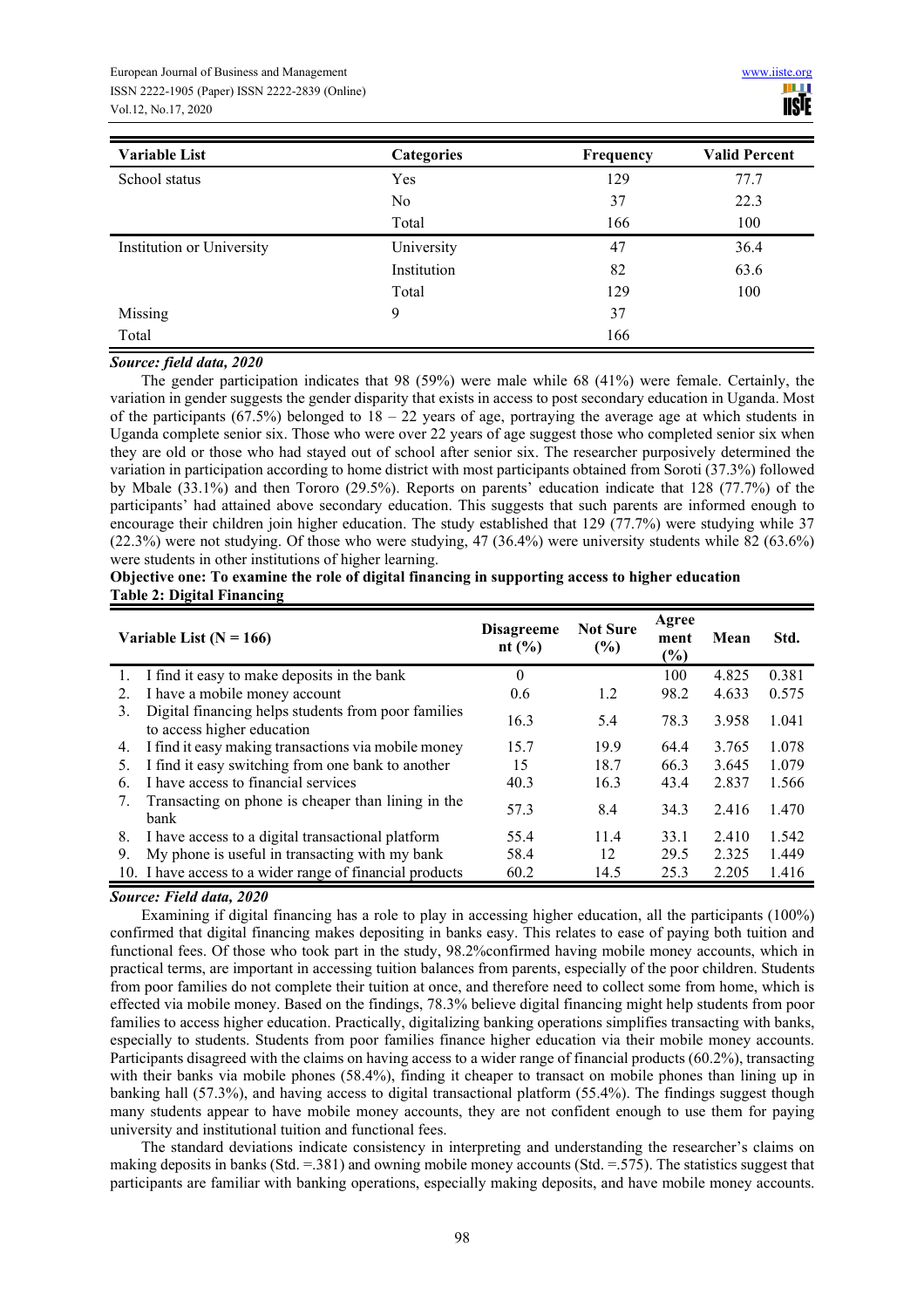| Variable List | Categories | Frequency | Valid Percent |
|---|---|---|---|
| School status | Yes | 129 | 77.7 |
| | No | 37 | 22.3 |
| | Total | 166 | 100 |
| Institution or University | University | 47 | 36.4 |
| | Institution | 82 | 63.6 |
| | Total | 129 | 100 |
| Missing | 9 | 37 | |
| Total | | 166 | |

***Source: field data, 2020***

The gender participation indicates that 98 (59%) were male while 68 (41%) were female. Certainly, the variation in gender suggests the gender disparity that exists in access to post secondary education in Uganda. Most of the participants (67.5%) belonged to 18 – 22 years of age, portraying the average age at which students in Uganda complete senior six. Those who were over 22 years of age suggest those who completed senior six when they are old or those who had stayed out of school after senior six. The researcher purposively determined the variation in participation according to home district with most participants obtained from Soroti (37.3%) followed by Mbale (33.1%) and then Tororo (29.5%). Reports on parents' education indicate that 128 (77.7%) of the participants' had attained above secondary education. This suggests that such parents are informed enough to encourage their children join higher education. The study established that 129 (77.7%) were studying while 37 (22.3%) were not studying. Of those who were studying, 47 (36.4%) were university students while 82 (63.6%) were students in other institutions of higher learning.

**Objective one: To examine the role of digital financing in supporting access to higher education**

**Table 2: Digital Financing**

| Variable List (N = 166) | Disagreement (%) | Not Sure (%) | Agreement (%) | Mean | Std. |
|---|---|---|---|---|---|
| 1. I find it easy to make deposits in the bank | 0 | | 100 | 4.825 | 0.381 |
| 2. I have a mobile money account | 0.6 | 1.2 | 98.2 | 4.633 | 0.575 |
| 3. Digital financing helps students from poor families to access higher education | 16.3 | 5.4 | 78.3 | 3.958 | 1.041 |
| 4. I find it easy making transactions via mobile money | 15.7 | 19.9 | 64.4 | 3.765 | 1.078 |
| 5. I find it easy switching from one bank to another | 15 | 18.7 | 66.3 | 3.645 | 1.079 |
| 6. I have access to financial services | 40.3 | 16.3 | 43.4 | 2.837 | 1.566 |
| 7. Transacting on phone is cheaper than lining in the bank | 57.3 | 8.4 | 34.3 | 2.416 | 1.470 |
| 8. I have access to a digital transactional platform | 55.4 | 11.4 | 33.1 | 2.410 | 1.542 |
| 9. My phone is useful in transacting with my bank | 58.4 | 12 | 29.5 | 2.325 | 1.449 |
| 10. I have access to a wider range of financial products | 60.2 | 14.5 | 25.3 | 2.205 | 1.416 |

***Source: Field data, 2020***

Examining if digital financing has a role to play in accessing higher education, all the participants (100%) confirmed that digital financing makes depositing in banks easy. This relates to ease of paying both tuition and functional fees. Of those who took part in the study, 98.2%confirmed having mobile money accounts, which in practical terms, are important in accessing tuition balances from parents, especially of the poor children. Students from poor families do not complete their tuition at once, and therefore need to collect some from home, which is effected via mobile money. Based on the findings, 78.3% believe digital financing might help students from poor families to access higher education. Practically, digitalizing banking operations simplifies transacting with banks, especially to students. Students from poor families finance higher education via their mobile money accounts. Participants disagreed with the claims on having access to a wider range of financial products (60.2%), transacting with their banks via mobile phones (58.4%), finding it cheaper to transact on mobile phones than lining up in banking hall (57.3%), and having access to digital transactional platform (55.4%). The findings suggest though many students appear to have mobile money accounts, they are not confident enough to use them for paying university and institutional tuition and functional fees.

The standard deviations indicate consistency in interpreting and understanding the researcher's claims on making deposits in banks (Std. =.381) and owning mobile money accounts (Std. =.575). The statistics suggest that participants are familiar with banking operations, especially making deposits, and have mobile money accounts.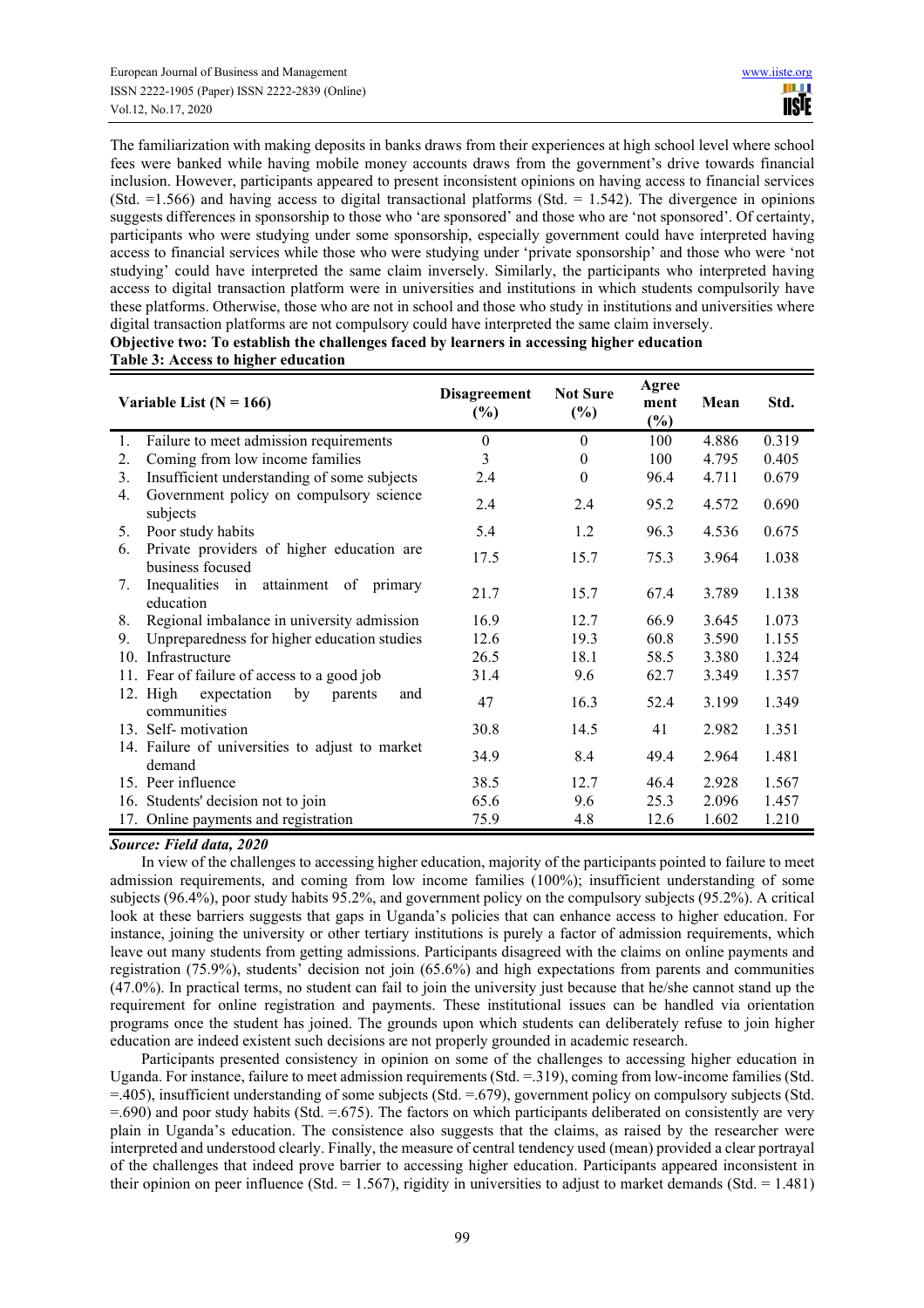The familiarization with making deposits in banks draws from their experiences at high school level where school fees were banked while having mobile money accounts draws from the government's drive towards financial inclusion. However, participants appeared to present inconsistent opinions on having access to financial services (Std. =1.566) and having access to digital transactional platforms (Std. = 1.542). The divergence in opinions suggests differences in sponsorship to those who 'are sponsored' and those who are 'not sponsored'. Of certainty, participants who were studying under some sponsorship, especially government could have interpreted having access to financial services while those who were studying under 'private sponsorship' and those who were 'not studying' could have interpreted the same claim inversely. Similarly, the participants who interpreted having access to digital transaction platform were in universities and institutions in which students compulsorily have these platforms. Otherwise, those who are not in school and those who study in institutions and universities where digital transaction platforms are not compulsory could have interpreted the same claim inversely.

**Objective two: To establish the challenges faced by learners in accessing higher education**

**Table 3: Access to higher education**

| Variable List (N = 166) | Disagreement (%) | Not Sure (%) | Agreement (%) | Mean | Std. |
|---|---|---|---|---|---|
| 1. Failure to meet admission requirements | 0 | 0 | 100 | 4.886 | 0.319 |
| 2. Coming from low income families | 3 | 0 | 100 | 4.795 | 0.405 |
| 3. Insufficient understanding of some subjects | 2.4 | 0 | 96.4 | 4.711 | 0.679 |
| 4. Government policy on compulsory science subjects | 2.4 | 2.4 | 95.2 | 4.572 | 0.690 |
| 5. Poor study habits | 5.4 | 1.2 | 96.3 | 4.536 | 0.675 |
| 6. Private providers of higher education are business focused | 17.5 | 15.7 | 75.3 | 3.964 | 1.038 |
| 7. Inequalities in attainment of primary education | 21.7 | 15.7 | 67.4 | 3.789 | 1.138 |
| 8. Regional imbalance in university admission | 16.9 | 12.7 | 66.9 | 3.645 | 1.073 |
| 9. Unpreparedness for higher education studies | 12.6 | 19.3 | 60.8 | 3.590 | 1.155 |
| 10. Infrastructure | 26.5 | 18.1 | 58.5 | 3.380 | 1.324 |
| 11. Fear of failure of access to a good job | 31.4 | 9.6 | 62.7 | 3.349 | 1.357 |
| 12. High expectation by parents and communities | 47 | 16.3 | 52.4 | 3.199 | 1.349 |
| 13. Self- motivation | 30.8 | 14.5 | 41 | 2.982 | 1.351 |
| 14. Failure of universities to adjust to market demand | 34.9 | 8.4 | 49.4 | 2.964 | 1.481 |
| 15. Peer influence | 38.5 | 12.7 | 46.4 | 2.928 | 1.567 |
| 16. Students' decision not to join | 65.6 | 9.6 | 25.3 | 2.096 | 1.457 |
| 17. Online payments and registration | 75.9 | 4.8 | 12.6 | 1.602 | 1.210 |

***Source: Field data, 2020***

In view of the challenges to accessing higher education, majority of the participants pointed to failure to meet admission requirements, and coming from low income families (100%); insufficient understanding of some subjects (96.4%), poor study habits 95.2%, and government policy on the compulsory subjects (95.2%). A critical look at these barriers suggests that gaps in Uganda's policies that can enhance access to higher education. For instance, joining the university or other tertiary institutions is purely a factor of admission requirements, which leave out many students from getting admissions. Participants disagreed with the claims on online payments and registration (75.9%), students' decision not join (65.6%) and high expectations from parents and communities (47.0%). In practical terms, no student can fail to join the university just because that he/she cannot stand up the requirement for online registration and payments. These institutional issues can be handled via orientation programs once the student has joined. The grounds upon which students can deliberately refuse to join higher education are indeed existent such decisions are not properly grounded in academic research.

Participants presented consistency in opinion on some of the challenges to accessing higher education in Uganda. For instance, failure to meet admission requirements (Std. =.319), coming from low-income families (Std. =.405), insufficient understanding of some subjects (Std. =.679), government policy on compulsory subjects (Std. =.690) and poor study habits (Std. =.675). The factors on which participants deliberated on consistently are very plain in Uganda's education. The consistence also suggests that the claims, as raised by the researcher were interpreted and understood clearly. Finally, the measure of central tendency used (mean) provided a clear portrayal of the challenges that indeed prove barrier to accessing higher education. Participants appeared inconsistent in their opinion on peer influence (Std. = 1.567), rigidity in universities to adjust to market demands (Std. = 1.481)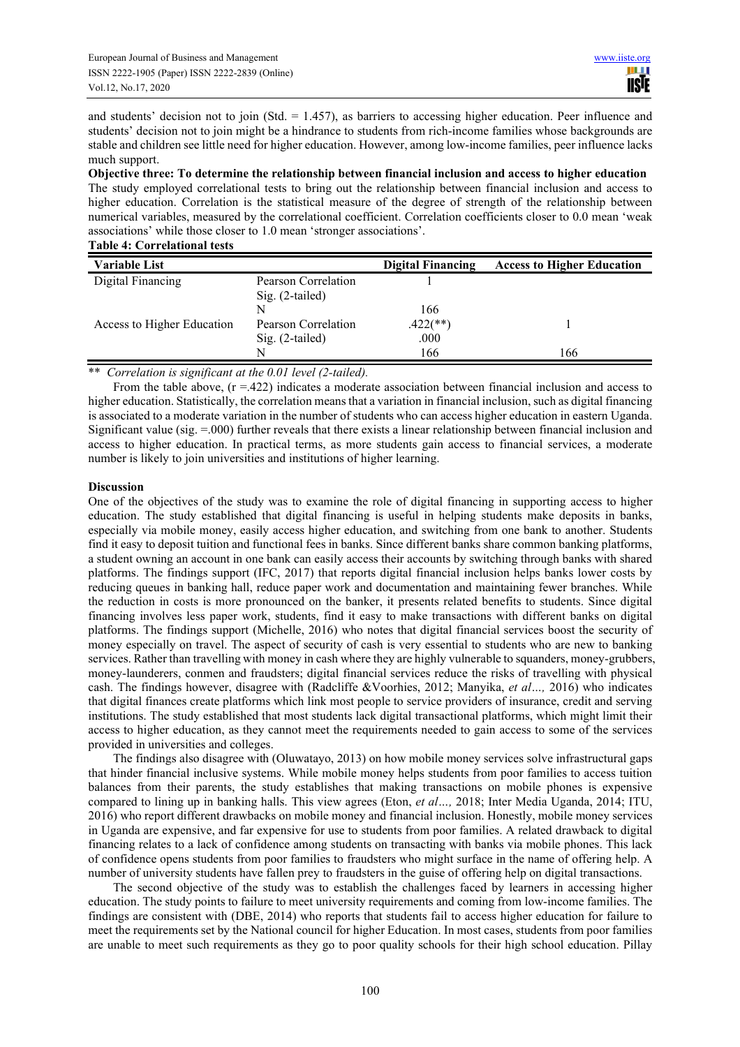and students' decision not to join (Std. = 1.457), as barriers to accessing higher education. Peer influence and students' decision not to join might be a hindrance to students from rich-income families whose backgrounds are stable and children see little need for higher education. However, among low-income families, peer influence lacks much support.

**Objective three: To determine the relationship between financial inclusion and access to higher education**

The study employed correlational tests to bring out the relationship between financial inclusion and access to higher education. Correlation is the statistical measure of the degree of strength of the relationship between numerical variables, measured by the correlational coefficient. Correlation coefficients closer to 0.0 mean 'weak associations' while those closer to 1.0 mean 'stronger associations'.

**Table 4: Correlational tests**

| Variable List | | Digital Financing | Access to Higher Education |
|---|---|---|---|
| Digital Financing | Pearson Correlation | 1 | |
| | Sig. (2-tailed) | | |
| | N | 166 | |
| Access to Higher Education | Pearson Correlation | .422(**) | 1 |
| | Sig. (2-tailed) | .000 | |
| | N | 166 | 166 |

** *Correlation is significant at the 0.01 level (2-tailed).*

From the table above, (r =.422) indicates a moderate association between financial inclusion and access to higher education. Statistically, the correlation means that a variation in financial inclusion, such as digital financing is associated to a moderate variation in the number of students who can access higher education in eastern Uganda. Significant value (sig. =.000) further reveals that there exists a linear relationship between financial inclusion and access to higher education. In practical terms, as more students gain access to financial services, a moderate number is likely to join universities and institutions of higher learning.

**Discussion**

One of the objectives of the study was to examine the role of digital financing in supporting access to higher education. The study established that digital financing is useful in helping students make deposits in banks, especially via mobile money, easily access higher education, and switching from one bank to another. Students find it easy to deposit tuition and functional fees in banks. Since different banks share common banking platforms, a student owning an account in one bank can easily access their accounts by switching through banks with shared platforms. The findings support (IFC, 2017) that reports digital financial inclusion helps banks lower costs by reducing queues in banking hall, reduce paper work and documentation and maintaining fewer branches. While the reduction in costs is more pronounced on the banker, it presents related benefits to students. Since digital financing involves less paper work, students, find it easy to make transactions with different banks on digital platforms. The findings support (Michelle, 2016) who notes that digital financial services boost the security of money especially on travel. The aspect of security of cash is very essential to students who are new to banking services. Rather than travelling with money in cash where they are highly vulnerable to squanders, money-grubbers, money-launderers, conmen and fraudsters; digital financial services reduce the risks of travelling with physical cash. The findings however, disagree with (Radcliffe &Voorhies, 2012; Manyika, *et al…,* 2016) who indicates that digital finances create platforms which link most people to service providers of insurance, credit and serving institutions. The study established that most students lack digital transactional platforms, which might limit their access to higher education, as they cannot meet the requirements needed to gain access to some of the services provided in universities and colleges.

The findings also disagree with (Oluwatayo, 2013) on how mobile money services solve infrastructural gaps that hinder financial inclusive systems. While mobile money helps students from poor families to access tuition balances from their parents, the study establishes that making transactions on mobile phones is expensive compared to lining up in banking halls. This view agrees (Eton, *et al…,* 2018; Inter Media Uganda, 2014; ITU, 2016) who report different drawbacks on mobile money and financial inclusion. Honestly, mobile money services in Uganda are expensive, and far expensive for use to students from poor families. A related drawback to digital financing relates to a lack of confidence among students on transacting with banks via mobile phones. This lack of confidence opens students from poor families to fraudsters who might surface in the name of offering help. A number of university students have fallen prey to fraudsters in the guise of offering help on digital transactions.

The second objective of the study was to establish the challenges faced by learners in accessing higher education. The study points to failure to meet university requirements and coming from low-income families. The findings are consistent with (DBE, 2014) who reports that students fail to access higher education for failure to meet the requirements set by the National council for higher Education. In most cases, students from poor families are unable to meet such requirements as they go to poor quality schools for their high school education. Pillay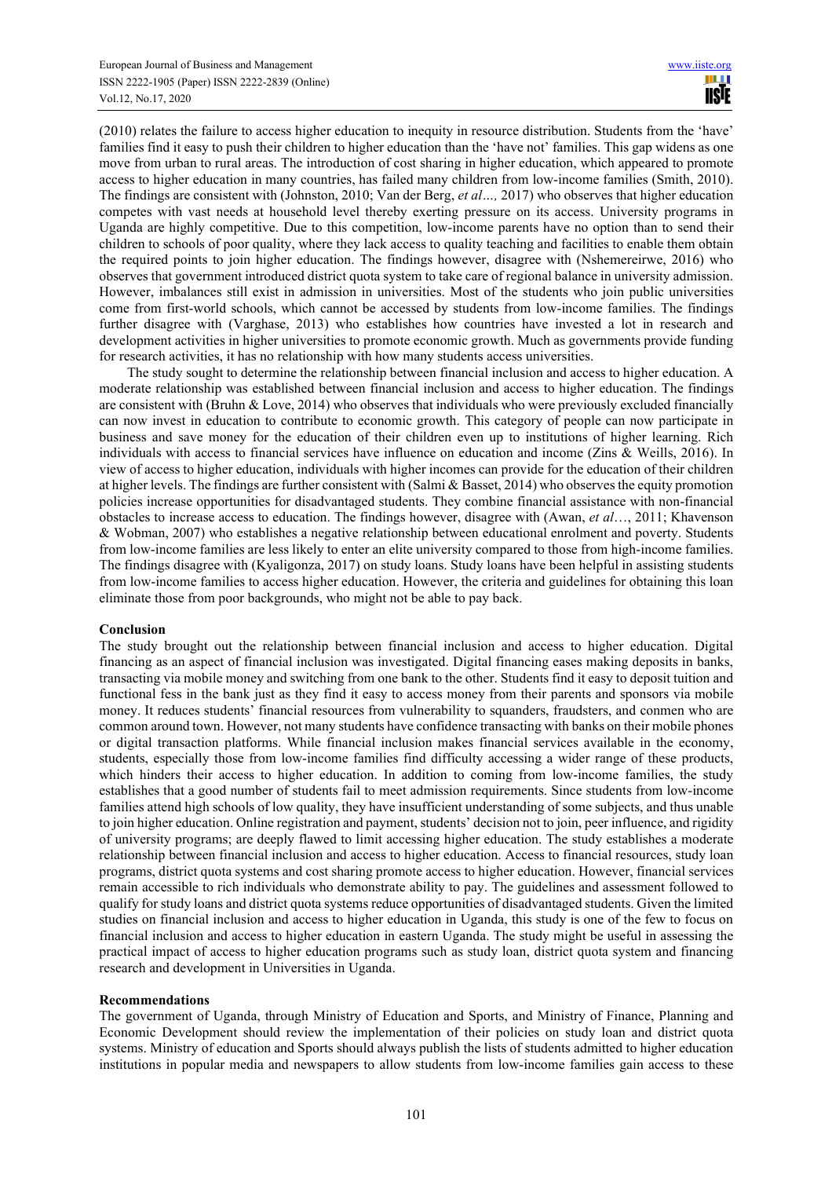(2010) relates the failure to access higher education to inequity in resource distribution. Students from the 'have' families find it easy to push their children to higher education than the 'have not' families. This gap widens as one move from urban to rural areas. The introduction of cost sharing in higher education, which appeared to promote access to higher education in many countries, has failed many children from low-income families (Smith, 2010). The findings are consistent with (Johnston, 2010; Van der Berg, *et al…,* 2017) who observes that higher education competes with vast needs at household level thereby exerting pressure on its access. University programs in Uganda are highly competitive. Due to this competition, low-income parents have no option than to send their children to schools of poor quality, where they lack access to quality teaching and facilities to enable them obtain the required points to join higher education. The findings however, disagree with (Nshemereirwe, 2016) who observes that government introduced district quota system to take care of regional balance in university admission. However, imbalances still exist in admission in universities. Most of the students who join public universities come from first-world schools, which cannot be accessed by students from low-income families. The findings further disagree with (Varghase, 2013) who establishes how countries have invested a lot in research and development activities in higher universities to promote economic growth. Much as governments provide funding for research activities, it has no relationship with how many students access universities.

The study sought to determine the relationship between financial inclusion and access to higher education. A moderate relationship was established between financial inclusion and access to higher education. The findings are consistent with (Bruhn & Love, 2014) who observes that individuals who were previously excluded financially can now invest in education to contribute to economic growth. This category of people can now participate in business and save money for the education of their children even up to institutions of higher learning. Rich individuals with access to financial services have influence on education and income (Zins & Weills, 2016). In view of access to higher education, individuals with higher incomes can provide for the education of their children at higher levels. The findings are further consistent with (Salmi & Basset, 2014) who observes the equity promotion policies increase opportunities for disadvantaged students. They combine financial assistance with non-financial obstacles to increase access to education. The findings however, disagree with (Awan, *et al*…, 2011; Khavenson & Wobman, 2007) who establishes a negative relationship between educational enrolment and poverty. Students from low-income families are less likely to enter an elite university compared to those from high-income families. The findings disagree with (Kyaligonza, 2017) on study loans. Study loans have been helpful in assisting students from low-income families to access higher education. However, the criteria and guidelines for obtaining this loan eliminate those from poor backgrounds, who might not be able to pay back.

## Conclusion

The study brought out the relationship between financial inclusion and access to higher education. Digital financing as an aspect of financial inclusion was investigated. Digital financing eases making deposits in banks, transacting via mobile money and switching from one bank to the other. Students find it easy to deposit tuition and functional fess in the bank just as they find it easy to access money from their parents and sponsors via mobile money. It reduces students' financial resources from vulnerability to squanders, fraudsters, and conmen who are common around town. However, not many students have confidence transacting with banks on their mobile phones or digital transaction platforms. While financial inclusion makes financial services available in the economy, students, especially those from low-income families find difficulty accessing a wider range of these products, which hinders their access to higher education. In addition to coming from low-income families, the study establishes that a good number of students fail to meet admission requirements. Since students from low-income families attend high schools of low quality, they have insufficient understanding of some subjects, and thus unable to join higher education. Online registration and payment, students' decision not to join, peer influence, and rigidity of university programs; are deeply flawed to limit accessing higher education. The study establishes a moderate relationship between financial inclusion and access to higher education. Access to financial resources, study loan programs, district quota systems and cost sharing promote access to higher education. However, financial services remain accessible to rich individuals who demonstrate ability to pay. The guidelines and assessment followed to qualify for study loans and district quota systems reduce opportunities of disadvantaged students. Given the limited studies on financial inclusion and access to higher education in Uganda, this study is one of the few to focus on financial inclusion and access to higher education in eastern Uganda. The study might be useful in assessing the practical impact of access to higher education programs such as study loan, district quota system and financing research and development in Universities in Uganda.

## Recommendations

The government of Uganda, through Ministry of Education and Sports, and Ministry of Finance, Planning and Economic Development should review the implementation of their policies on study loan and district quota systems. Ministry of education and Sports should always publish the lists of students admitted to higher education institutions in popular media and newspapers to allow students from low-income families gain access to these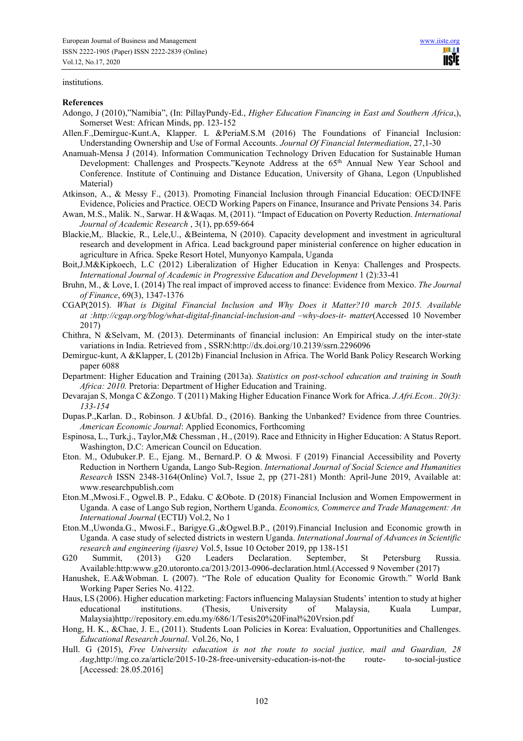institutions.

**References**

Adongo, J (2010),"Namibia", (In: PillayPundy-Ed., *Higher Education Financing in East and Southern Africa*,), Somerset West: African Minds, pp. 123-152

Allen.F.,Demirguc-Kunt.A, Klapper. L &PeriaM.S.M (2016) The Foundations of Financial Inclusion: Understanding Ownership and Use of Formal Accounts. *Journal Of Financial Intermediation*, 27,1-30

Anamuah-Mensa J (2014). Information Communication Technology Driven Education for Sustainable Human Development: Challenges and Prospects."Keynote Address at the 65th Annual New Year School and Conference. Institute of Continuing and Distance Education, University of Ghana, Legon (Unpublished Material)

Atkinson, A., & Messy F., (2013). Promoting Financial Inclusion through Financial Education: OECD/INFE Evidence, Policies and Practice. OECD Working Papers on Finance, Insurance and Private Pensions 34. Paris

Awan, M.S., Malik. N., Sarwar. H &Waqas. M, (2011). "Impact of Education on Poverty Reduction. *International Journal of Academic Research* , 3(1), pp.659-664

Blackie,M,. Blackie, R., Lele,U., &Beintema, N (2010). Capacity development and investment in agricultural research and development in Africa. Lead background paper ministerial conference on higher education in agriculture in Africa. Speke Resort Hotel, Munyonyo Kampala, Uganda

Boit,J.M&Kipkoech, L.C (2012) Liberalization of Higher Education in Kenya: Challenges and Prospects. *International Journal of Academic in Progressive Education and Development* 1 (2):33-41

Bruhn, M., & Love, I. (2014) The real impact of improved access to finance: Evidence from Mexico. *The Journal of Finance*, 69(3), 1347-1376

CGAP(2015). *What is Digital Financial Inclusion and Why Does it Matter?10 march 2015. Available at :http://cgap.org/blog/what-digital-financial-inclusion-and –why-does-it- matter*(Accessed 10 November 2017)

Chithra, N &Selvam, M. (2013). Determinants of financial inclusion: An Empirical study on the inter-state variations in India. Retrieved from , SSRN:http://dx.doi.org/10.2139/ssrn.2296096

Demirguc-kunt, A &Klapper, L (2012b) Financial Inclusion in Africa. The World Bank Policy Research Working paper 6088

Department: Higher Education and Training (2013a). *Statistics on post-school education and training in South Africa: 2010.* Pretoria: Department of Higher Education and Training.

Devarajan S, Monga C &Zongo. T (2011) Making Higher Education Finance Work for Africa. *J.Afri.Econ.. 20(3): 133-154*

Dupas.P.,Karlan. D., Robinson. J &Ubfal. D., (2016). Banking the Unbanked? Evidence from three Countries. *American Economic Journal*: Applied Economics, Forthcoming

Espinosa, L., Turk,j., Taylor,M& Chessman , H., (2019). Race and Ethnicity in Higher Education: A Status Report. Washington, D.C: American Council on Education.

Eton. M., Odubuker.P. E., Ejang. M., Bernard.P. O & Mwosi. F (2019) Financial Accessibility and Poverty Reduction in Northern Uganda, Lango Sub-Region. *International Journal of Social Science and Humanities Research* ISSN 2348-3164(Online) Vol.7, Issue 2, pp (271-281) Month: April-June 2019, Available at: www.researchpublish.com

Eton.M.,Mwosi.F., Ogwel.B. P., Edaku. C &Obote. D (2018) Financial Inclusion and Women Empowerment in Uganda. A case of Lango Sub region, Northern Uganda. *Economics, Commerce and Trade Management: An International Journal* (ECTIJ) Vol.2, No 1

Eton.M.,Uwonda.G., Mwosi.F., Barigye.G.,&Ogwel.B.P., (2019).Financial Inclusion and Economic growth in Uganda. A case study of selected districts in western Uganda. *International Journal of Advances in Scientific research and engineering (ijasre)* Vol.5, Issue 10 October 2019, pp 138-151

G20 Summit, (2013) G20 Leaders Declaration. September, St Petersburg Russia. Available:http:www.g20.utoronto.ca/2013/2013-0906-declaration.html.(Accessed 9 November (2017)

Hanushek, E.A&Wobman. L (2007). "The Role of education Quality for Economic Growth." World Bank Working Paper Series No. 4122.

Haus, LS (2006). Higher education marketing: Factors influencing Malaysian Students' intention to study at higher educational institutions. (Thesis, University of Malaysia, Kuala Lumpar, Malaysia)http://repository.em.edu.my/686/1/Tesis20%20Final%20Vrsion.pdf

Hong, H. K., &Chae, J. E., (2011). Students Loan Policies in Korea: Evaluation, Opportunities and Challenges. *Educational Research Journal*. Vol.26, No, 1

Hull. G (2015), *Free University education is not the route to social justice, mail and Guardian, 28 Aug*,http://mg.co.za/article/2015-10-28-free-university-education-is-not-the route- to-social-justice [Accessed: 28.05.2016]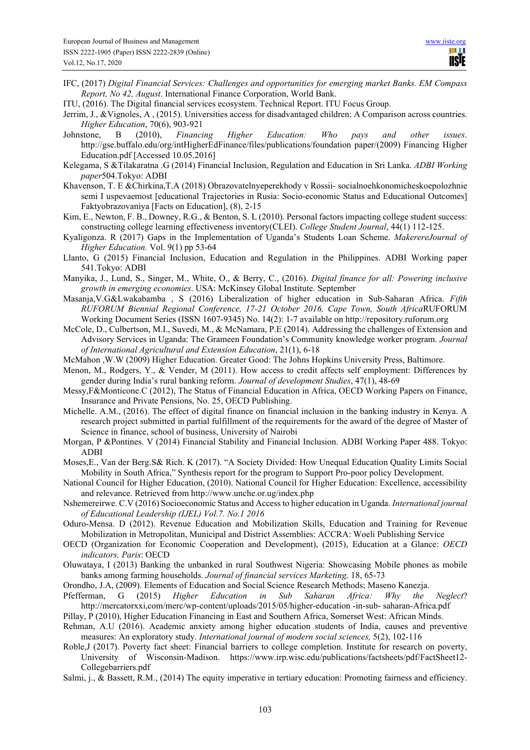IFC, (2017) *Digital Financial Services: Challenges and opportunities for emerging market Banks. EM Compass Report, No 42, August*. International Finance Corporation, World Bank.

ITU, (2016). The Digital financial services ecosystem. Technical Report. ITU Focus Group.

Jerrim, J., &Vignoles, A , (2015). Universities access for disadvantaged children: A Comparison across countries. *Higher Education*, 70(6), 903-921

Johnstone, B (2010), *Financing Higher Education: Who pays and other issues*. http://gse.buffalo.edu/org/intHigherEdFinance/files/publications/foundation paper/(2009) Financing Higher Education.pdf [Accessed 10.05.2016]

Kelegama, S &Tilakaratna .G (2014) Financial Inclusion, Regulation and Education in Sri Lanka. *ADBI Working paper*504.Tokyo: ADBI

Khavenson, T. E &Chirkina,T.A (2018) Obrazovatelnyeperekhody v Rossii- socialnoehkonomicheskoepolozhnie semi I uspevaemost [educational Trajectories in Rusia: Socio-economic Status and Educational Outcomes] Faktyobrazovaniya [Facts on Education], (8), 2-15

Kim, E., Newton, F. B., Downey, R.G., & Benton, S. L (2010). Personal factors impacting college student success: constructing college learning effectiveness inventory(CLEI). *College Student Journal*, 44(1) 112-125.

Kyaligonza. R (2017) Gaps in the Implementation of Uganda's Students Loan Scheme. *MakerereJournal of Higher Education.* Vol. 9(1) pp 53-64

Llanto, G (2015) Financial Inclusion, Education and Regulation in the Philippines. ADBI Working paper 541.Tokyo: ADBI

Manyika, J., Lund, S., Singer, M., White, O., & Berry, C., (2016). *Digital finance for all: Powering inclusive growth in emerging economies*. USA: McKinsey Global Institute. September

Masanja,V.G&Lwakabamba , S (2016) Liberalization of higher education in Sub-Saharan Africa. *Fifth RUFORUM Biennial Regional Conference, 17-21 October 2016, Cape Town, South Africa*RUFORUM Working Document Series (ISSN 1607-9345) No. 14(2): 1-7 available on http://repository.ruforum.org

McCole, D., Culbertson, M.I., Suvedi, M., & McNamara, P.E (2014). Addressing the challenges of Extension and Advisory Services in Uganda: The Grameen Foundation's Community knowledge worker program. *Journal of International Agricultural and Extension Education*, 21(1), 6-18

McMahon ,W.W (2009) Higher Education. Greater Good: The Johns Hopkins University Press, Baltimore.

Menon, M., Rodgers, Y., & Vender, M (2011). How access to credit affects self employment: Differences by gender during India's rural banking reform. *Journal of development Studies*, 47(1), 48-69

Messy,F&Monticone.C (2012), The Status of Financial Education in Africa, OECD Working Papers on Finance, Insurance and Private Pensions, No. 25, OECD Publishing.

Michelle. A.M., (2016). The effect of digital finance on financial inclusion in the banking industry in Kenya. A research project submitted in partial fulfillment of the requirements for the award of the degree of Master of Science in finance, school of business, University of Nairobi

Morgan, P &Pontines. V (2014) Financial Stability and Financial Inclusion. ADBI Working Paper 488. Tokyo: ADBI

Moses,E., Van der Berg.S& Rich. K (2017). "A Society Divided: How Unequal Education Quality Limits Social Mobility in South Africa," Synthesis report for the program to Support Pro-poor policy Development.

National Council for Higher Education, (2010). National Council for Higher Education: Excellence, accessibility and relevance. Retrieved from http://www.unche.or.ug/index.php

Nshemereirwe. C.V (2016) Socioeconomic Status and Access to higher education in Uganda. *International journal of Educational Leadership (IJEL) Vol.7. No.1 2016*

Oduro-Mensa. D (2012). Revenue Education and Mobilization Skills, Education and Training for Revenue Mobilization in Metropolitan, Municipal and District Assemblies: ACCRA: Woeli Publishing Service

OECD (Organization for Economic Cooperation and Development), (2015), Education at a Glance: *OECD indicators, Paris*: OECD

Oluwataya, I (2013) Banking the unbanked in rural Southwest Nigeria: Showcasing Mobile phones as mobile banks among farming households. *Journal of financial services Marketing,* 18, 65-73

Orondho, J.A, (2009). Elements of Education and Social Science Research Methods; Maseno Kanezja.

Pfefferman, G (2015) *Higher Education in Sub Saharan Africa: Why the Neglect*? http://mercatorxxi,com/merc/wp-content/uploads/2015/05/higher-education -in-sub- saharan-Africa.pdf

Pillay, P (2010), Higher Education Financing in East and Southern Africa, Somerset West: African Minds.

Rehman, A.U (2016). Academic anxiety among higher education students of India, causes and preventive measures: An exploratory study. *International journal of modern social sciences,* 5(2), 102-116

Roble,J (2017). Poverty fact sheet: Financial barriers to college completion. Institute for research on poverty, University of Wisconsin-Madison. https://www.irp.wisc.edu/publications/factsheets/pdf/FactSheet12-Collegebarriers.pdf

Salmi, j., & Bassett, R.M., (2014) The equity imperative in tertiary education: Promoting fairness and efficiency.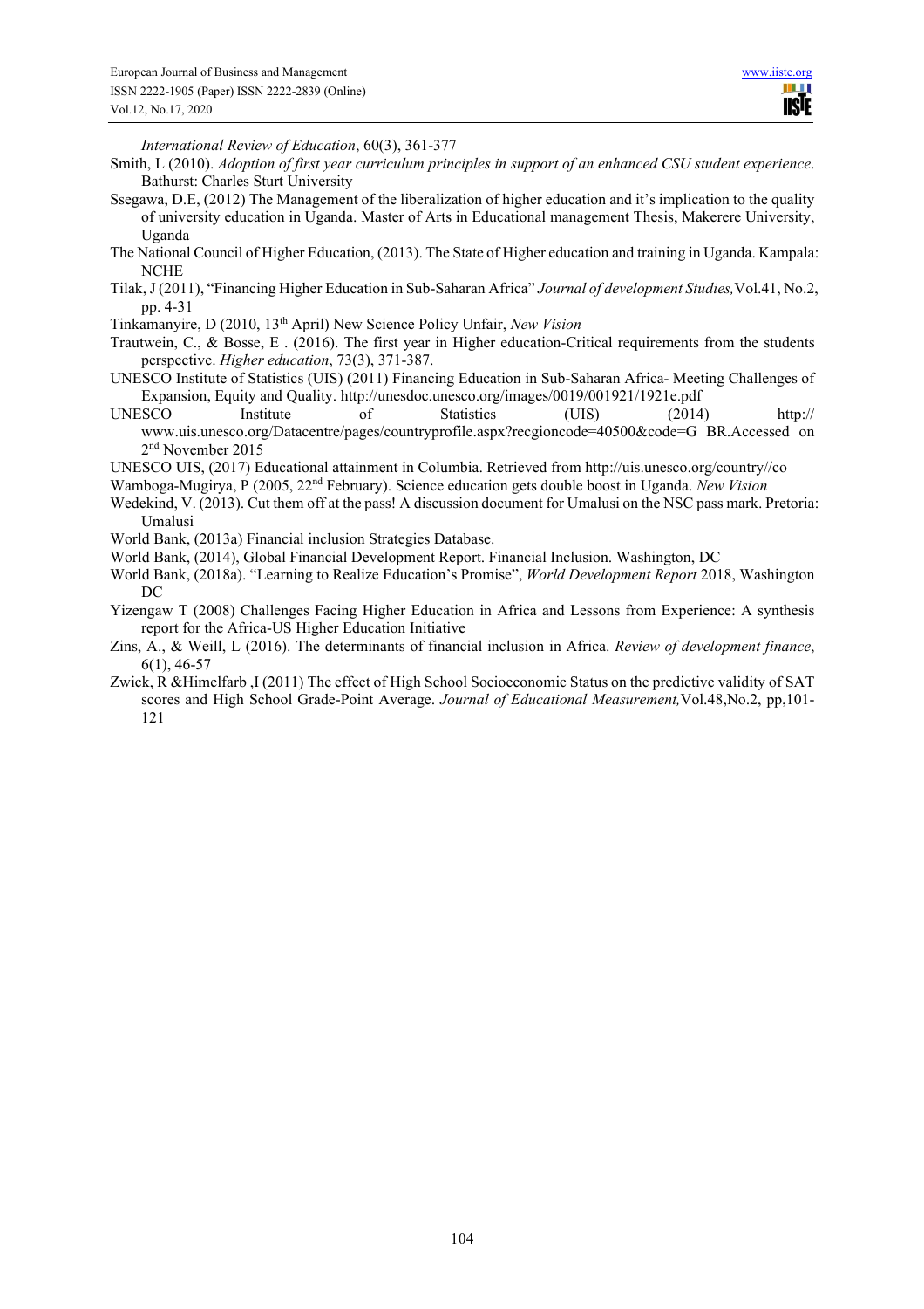*International Review of Education*, 60(3), 361-377

Smith, L (2010). *Adoption of first year curriculum principles in support of an enhanced CSU student experience*. Bathurst: Charles Sturt University

Ssegawa, D.E, (2012) The Management of the liberalization of higher education and it's implication to the quality of university education in Uganda. Master of Arts in Educational management Thesis, Makerere University, Uganda

The National Council of Higher Education, (2013). The State of Higher education and training in Uganda. Kampala: NCHE

Tilak, J (2011), "Financing Higher Education in Sub-Saharan Africa" *Journal of development Studies,*Vol.41, No.2, pp. 4-31

Tinkamanyire, D (2010, 13th April) New Science Policy Unfair, *New Vision*

Trautwein, C., & Bosse, E . (2016). The first year in Higher education-Critical requirements from the students perspective. *Higher education*, 73(3), 371-387.

UNESCO Institute of Statistics (UIS) (2011) Financing Education in Sub-Saharan Africa- Meeting Challenges of Expansion, Equity and Quality. http://unesdoc.unesco.org/images/0019/001921/1921e.pdf

UNESCO Institute of Statistics (UIS) (2014) http:// www.uis.unesco.org/Datacentre/pages/countryprofile.aspx?recgioncode=40500&code=G BR.Accessed on 2nd November 2015

UNESCO UIS, (2017) Educational attainment in Columbia. Retrieved from http://uis.unesco.org/country//co

Wamboga-Mugirya, P (2005, 22nd February). Science education gets double boost in Uganda. *New Vision*

Wedekind, V. (2013). Cut them off at the pass! A discussion document for Umalusi on the NSC pass mark. Pretoria: Umalusi

World Bank, (2013a) Financial inclusion Strategies Database.

World Bank, (2014), Global Financial Development Report. Financial Inclusion. Washington, DC

World Bank, (2018a). "Learning to Realize Education's Promise", *World Development Report* 2018, Washington DC

Yizengaw T (2008) Challenges Facing Higher Education in Africa and Lessons from Experience: A synthesis report for the Africa-US Higher Education Initiative

Zins, A., & Weill, L (2016). The determinants of financial inclusion in Africa. *Review of development finance*, 6(1), 46-57

Zwick, R &Himelfarb ,I (2011) The effect of High School Socioeconomic Status on the predictive validity of SAT scores and High School Grade-Point Average. *Journal of Educational Measurement,*Vol.48,No.2, pp,101-121